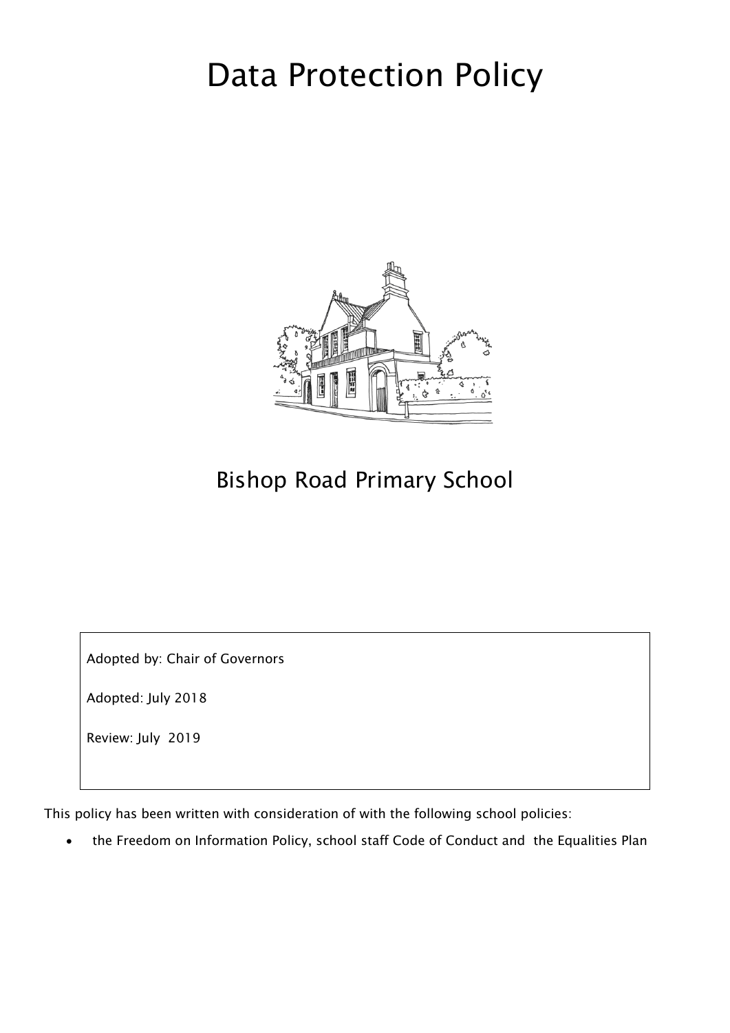# Data Protection Policy

## Bishop Road Primary School

Adopted by: Chair of Governors

Adopted: July 2018

Review: July 2019

This policy has been written with consideration of with the following school policies:

- the Freedom on Information Policy, school staff Code of Conduct and the Equalities Plan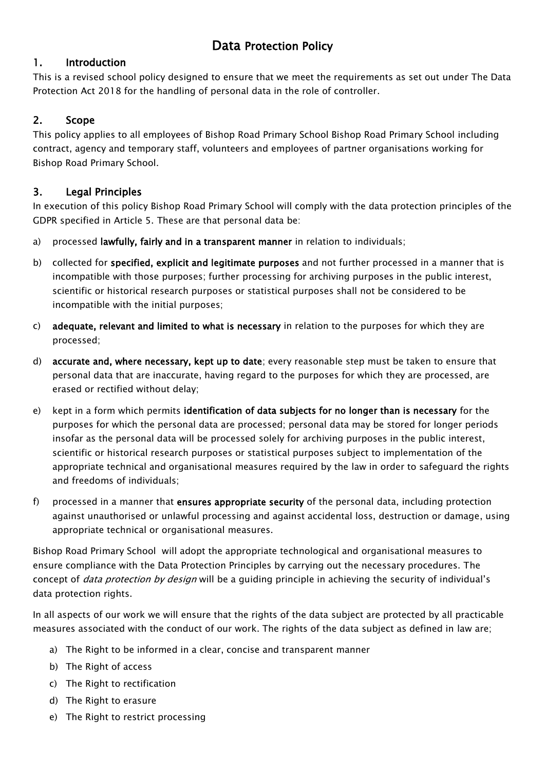# Data Protection Policy

## 1. Introduction

This is a revised school policy designed to ensure that we meet the requirements as set out under The Data Protection Act 2018 for the handling of personal data in the role of controller.

## 2. Scope

This policy applies to all employees of Bishop Road Primary School Bishop Road Primary School including contract, agency and temporary staff, volunteers and employees of partner organisations working for Bishop Road Primary School.

## 3. Legal Principles

In execution of this policy Bishop Road Primary School will comply with the data protection principles of the GDPR specified in Article 5. These are that personal data be:

a) processed **lawfully, fairly and in a transparent manner** in relation to individuals;

b) collected for **specified, explicit and legitimate purposes** and not further processed in a manner that is incompatible with those purposes; further processing for archiving purposes in the public interest, scientific or historical research purposes or statistical purposes shall not be considered to be incompatible with the initial purposes;

c) **adequate, relevant and limited to what is necessary** in relation to the purposes for which they are processed;

d) **accurate and, where necessary, kept up to date**; every reasonable step must be taken to ensure that personal data that are inaccurate, having regard to the purposes for which they are processed, are erased or rectified without delay;

e) kept in a form which permits **identification of data subjects for no longer than is necessary** for the purposes for which the personal data are processed; personal data may be stored for longer periods insofar as the personal data will be processed solely for archiving purposes in the public interest, scientific or historical research purposes or statistical purposes subject to implementation of the appropriate technical and organisational measures required by the law in order to safeguard the rights and freedoms of individuals;

f) processed in a manner that **ensures appropriate security** of the personal data, including protection against unauthorised or unlawful processing and against accidental loss, destruction or damage, using appropriate technical or organisational measures.

Bishop Road Primary School will adopt the appropriate technological and organisational measures to ensure compliance with the Data Protection Principles by carrying out the necessary procedures. The concept of *data protection by design* will be a guiding principle in achieving the security of individual's data protection rights.

In all aspects of our work we will ensure that the rights of the data subject are protected by all practicable measures associated with the conduct of our work. The rights of the data subject as defined in law are;

a) The Right to be informed in a clear, concise and transparent manner
b) The Right of access
c) The Right to rectification
d) The Right to erasure
e) The Right to restrict processing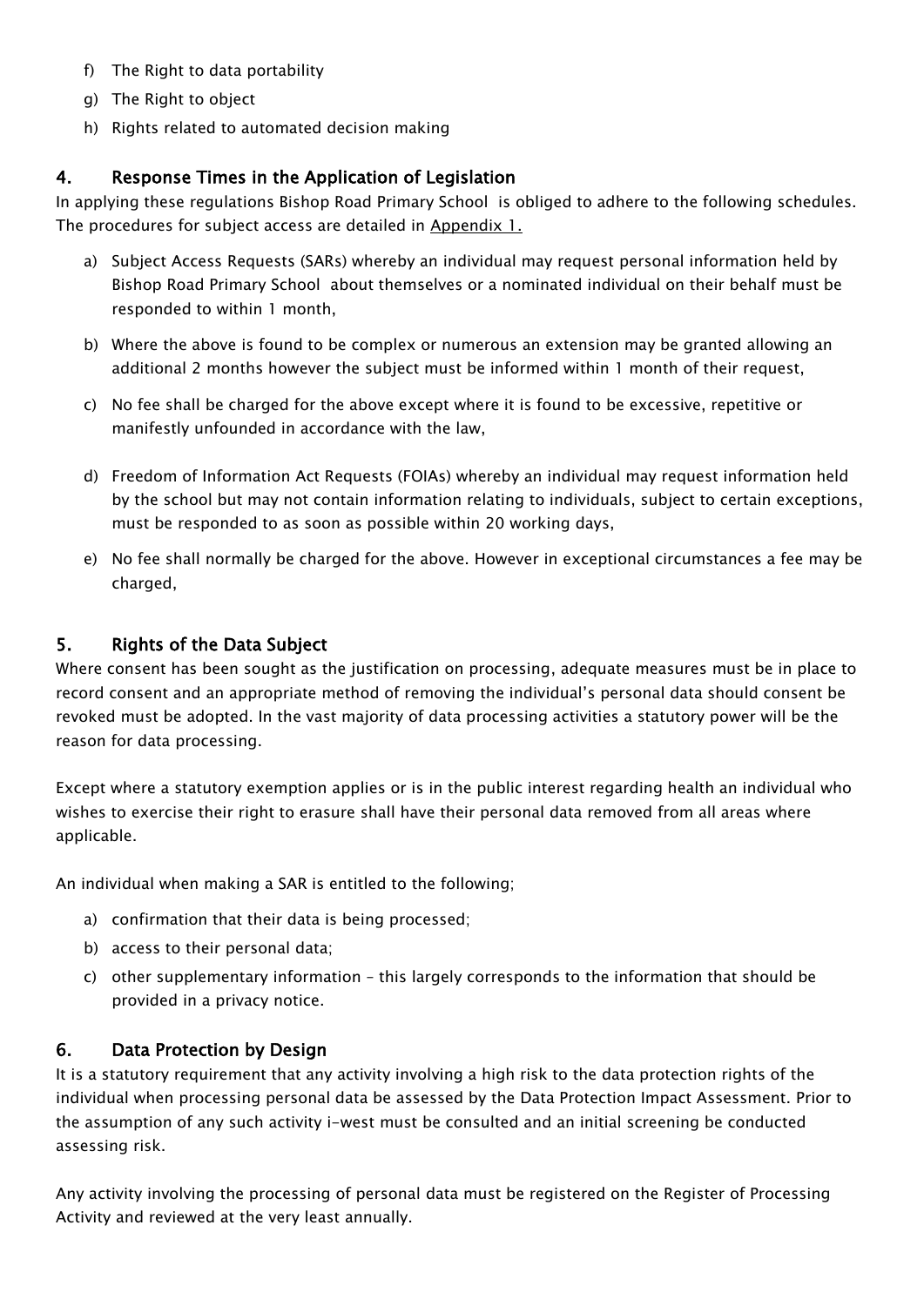f) The Right to data portability
g) The Right to object
h) Rights related to automated decision making

## 4. Response Times in the Application of Legislation

In applying these regulations Bishop Road Primary School is obliged to adhere to the following schedules. The procedures for subject access are detailed in Appendix 1.

a) Subject Access Requests (SARs) whereby an individual may request personal information held by Bishop Road Primary School about themselves or a nominated individual on their behalf must be responded to within 1 month,

b) Where the above is found to be complex or numerous an extension may be granted allowing an additional 2 months however the subject must be informed within 1 month of their request,

c) No fee shall be charged for the above except where it is found to be excessive, repetitive or manifestly unfounded in accordance with the law,

d) Freedom of Information Act Requests (FOIAs) whereby an individual may request information held by the school but may not contain information relating to individuals, subject to certain exceptions, must be responded to as soon as possible within 20 working days,

e) No fee shall normally be charged for the above. However in exceptional circumstances a fee may be charged,

## 5. Rights of the Data Subject

Where consent has been sought as the justification on processing, adequate measures must be in place to record consent and an appropriate method of removing the individual's personal data should consent be revoked must be adopted. In the vast majority of data processing activities a statutory power will be the reason for data processing.

Except where a statutory exemption applies or is in the public interest regarding health an individual who wishes to exercise their right to erasure shall have their personal data removed from all areas where applicable.

An individual when making a SAR is entitled to the following;

a) confirmation that their data is being processed;
b) access to their personal data;
c) other supplementary information – this largely corresponds to the information that should be provided in a privacy notice.

## 6. Data Protection by Design

It is a statutory requirement that any activity involving a high risk to the data protection rights of the individual when processing personal data be assessed by the Data Protection Impact Assessment. Prior to the assumption of any such activity i-west must be consulted and an initial screening be conducted assessing risk.

Any activity involving the processing of personal data must be registered on the Register of Processing Activity and reviewed at the very least annually.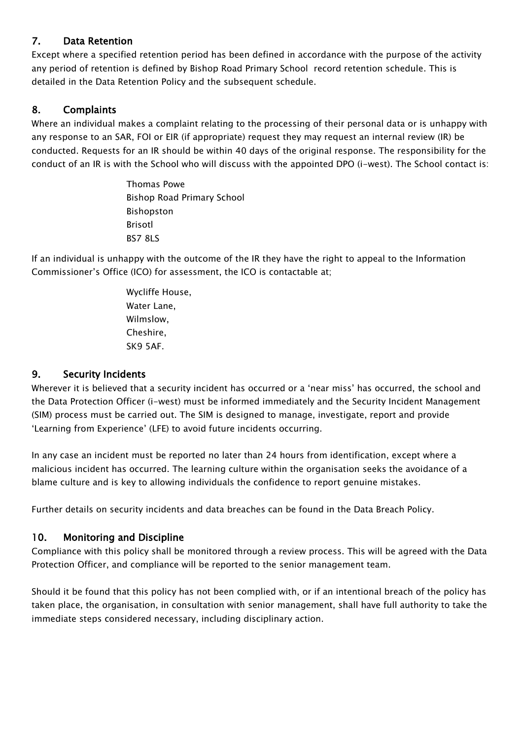## 7. Data Retention

Except where a specified retention period has been defined in accordance with the purpose of the activity any period of retention is defined by Bishop Road Primary School record retention schedule. This is detailed in the Data Retention Policy and the subsequent schedule.

## 8. Complaints

Where an individual makes a complaint relating to the processing of their personal data or is unhappy with any response to an SAR, FOI or EIR (if appropriate) request they may request an internal review (IR) be conducted. Requests for an IR should be within 40 days of the original response. The responsibility for the conduct of an IR is with the School who will discuss with the appointed DPO (i-west). The School contact is:

Thomas Powe
Bishop Road Primary School
Bishopston
Brisotl
BS7 8LS

If an individual is unhappy with the outcome of the IR they have the right to appeal to the Information Commissioner's Office (ICO) for assessment, the ICO is contactable at;

Wycliffe House,
Water Lane,
Wilmslow,
Cheshire,
SK9 5AF.

## 9. Security Incidents

Wherever it is believed that a security incident has occurred or a 'near miss' has occurred, the school and the Data Protection Officer (i-west) must be informed immediately and the Security Incident Management (SIM) process must be carried out. The SIM is designed to manage, investigate, report and provide 'Learning from Experience' (LFE) to avoid future incidents occurring.

In any case an incident must be reported no later than 24 hours from identification, except where a malicious incident has occurred. The learning culture within the organisation seeks the avoidance of a blame culture and is key to allowing individuals the confidence to report genuine mistakes.

Further details on security incidents and data breaches can be found in the Data Breach Policy.

## 10. Monitoring and Discipline

Compliance with this policy shall be monitored through a review process. This will be agreed with the Data Protection Officer, and compliance will be reported to the senior management team.

Should it be found that this policy has not been complied with, or if an intentional breach of the policy has taken place, the organisation, in consultation with senior management, shall have full authority to take the immediate steps considered necessary, including disciplinary action.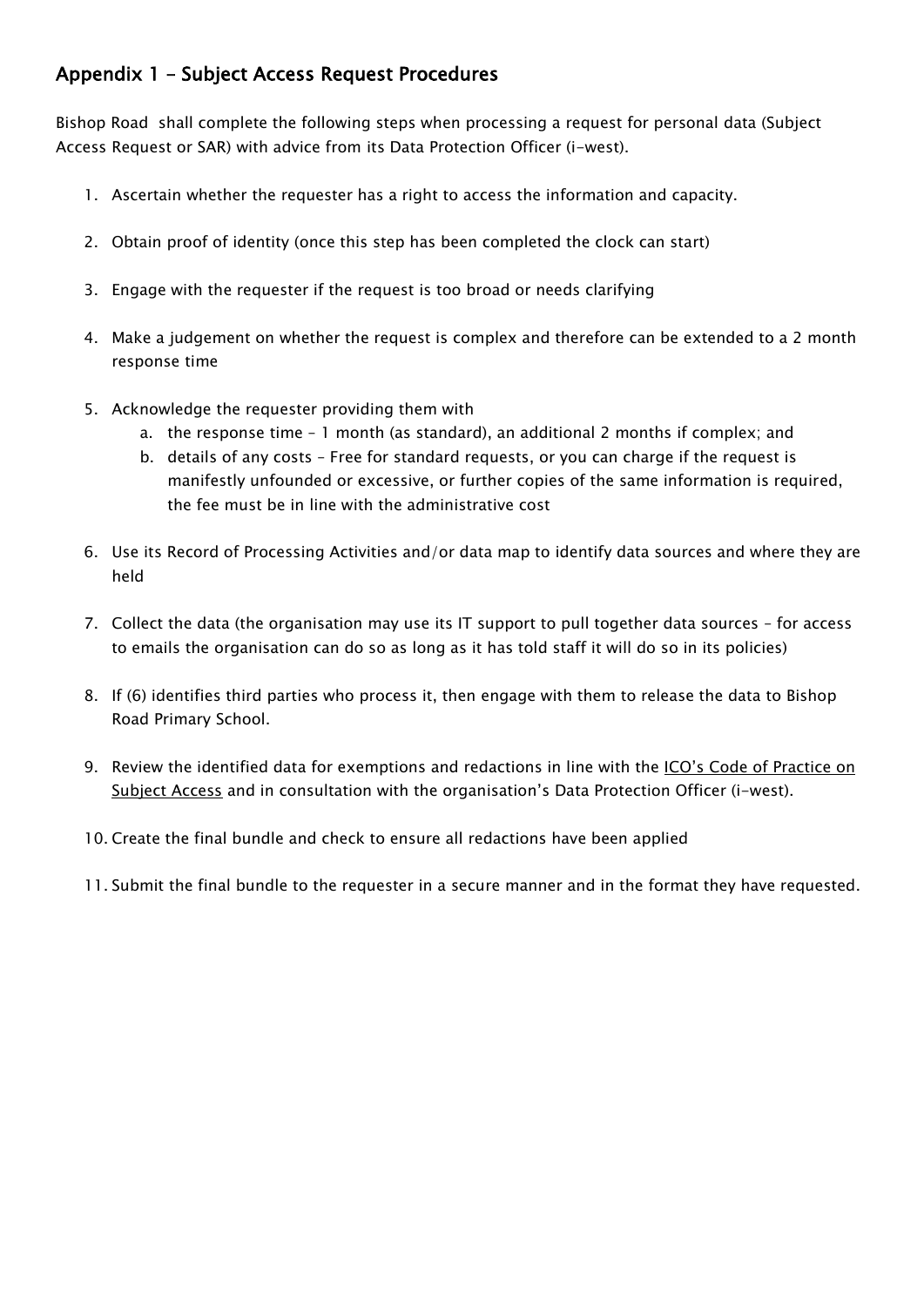## Appendix 1 – Subject Access Request Procedures

Bishop Road  shall complete the following steps when processing a request for personal data (Subject Access Request or SAR) with advice from its Data Protection Officer (i-west).

1. Ascertain whether the requester has a right to access the information and capacity.

2. Obtain proof of identity (once this step has been completed the clock can start)

3. Engage with the requester if the request is too broad or needs clarifying

4. Make a judgement on whether the request is complex and therefore can be extended to a 2 month response time

5. Acknowledge the requester providing them with
   a. the response time – 1 month (as standard), an additional 2 months if complex; and
   b. details of any costs – Free for standard requests, or you can charge if the request is manifestly unfounded or excessive, or further copies of the same information is required, the fee must be in line with the administrative cost

6. Use its Record of Processing Activities and/or data map to identify data sources and where they are held

7. Collect the data (the organisation may use its IT support to pull together data sources – for access to emails the organisation can do so as long as it has told staff it will do so in its policies)

8. If (6) identifies third parties who process it, then engage with them to release the data to Bishop Road Primary School.

9. Review the identified data for exemptions and redactions in line with the ICO's Code of Practice on Subject Access and in consultation with the organisation's Data Protection Officer (i-west).

10. Create the final bundle and check to ensure all redactions have been applied

11. Submit the final bundle to the requester in a secure manner and in the format they have requested.